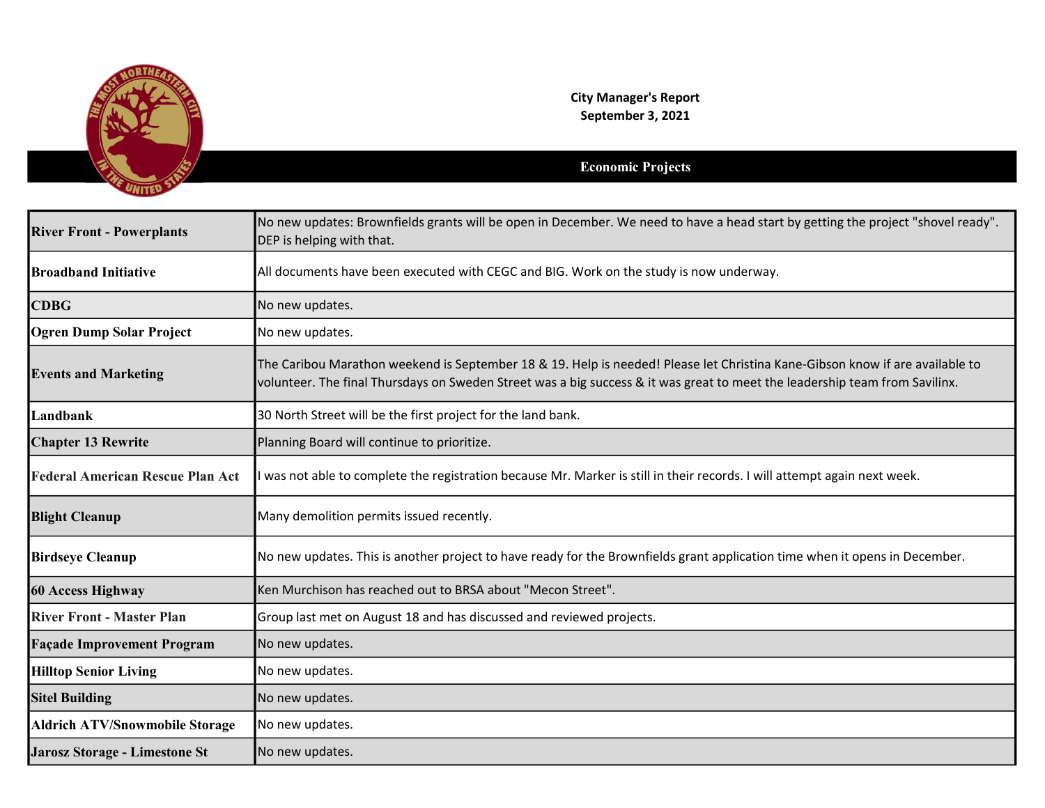**City Manager's Report**
**September 3, 2021**

## Economic Projects

| | |
|---|---|
| **River Front - Powerplants** | No new updates: Brownfields grants will be open in December. We need to have a head start by getting the project "shovel ready". DEP is helping with that. |
| **Broadband Initiative** | All documents have been executed with CEGC and BIG. Work on the study is now underway. |
| **CDBG** | No new updates. |
| **Ogren Dump Solar Project** | No new updates. |
| **Events and Marketing** | The Caribou Marathon weekend is September 18 & 19. Help is needed! Please let Christina Kane-Gibson know if are available to volunteer. The final Thursdays on Sweden Street was a big success & it was great to meet the leadership team from Savilinx. |
| **Landbank** | 30 North Street will be the first project for the land bank. |
| **Chapter 13 Rewrite** | Planning Board will continue to prioritize. |
| **Federal American Rescue Plan Act** | I was not able to complete the registration because Mr. Marker is still in their records. I will attempt again next week. |
| **Blight Cleanup** | Many demolition permits issued recently. |
| **Birdseye Cleanup** | No new updates. This is another project to have ready for the Brownfields grant application time when it opens in December. |
| **60 Access Highway** | Ken Murchison has reached out to BRSA about "Mecon Street". |
| **River Front - Master Plan** | Group last met on August 18 and has discussed and reviewed projects. |
| **Façade Improvement Program** | No new updates. |
| **Hilltop Senior Living** | No new updates. |
| **Sitel Building** | No new updates. |
| **Aldrich ATV/Snowmobile Storage** | No new updates. |
| **Jarosz Storage - Limestone St** | No new updates. |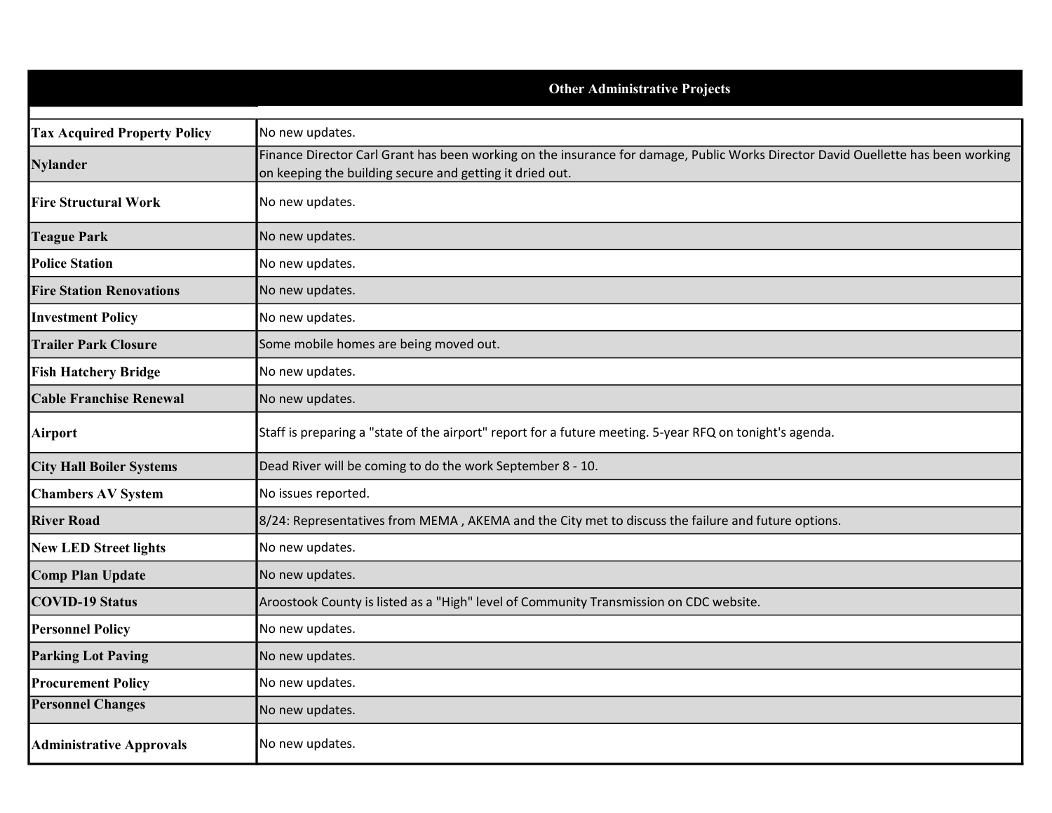| | Other Administrative Projects |
|---|---|
| **Tax Acquired Property Policy** | No new updates. |
| **Nylander** | Finance Director Carl Grant has been working on the insurance for damage, Public Works Director David Ouellette has been working on keeping the building secure and getting it dried out. |
| **Fire Structural Work** | No new updates. |
| **Teague Park** | No new updates. |
| **Police Station** | No new updates. |
| **Fire Station Renovations** | No new updates. |
| **Investment Policy** | No new updates. |
| **Trailer Park Closure** | Some mobile homes are being moved out. |
| **Fish Hatchery Bridge** | No new updates. |
| **Cable Franchise Renewal** | No new updates. |
| **Airport** | Staff is preparing a "state of the airport" report for a future meeting. 5-year RFQ on tonight's agenda. |
| **City Hall Boiler Systems** | Dead River will be coming to do the work September 8 - 10. |
| **Chambers AV System** | No issues reported. |
| **River Road** | 8/24: Representatives from MEMA , AKEMA and the City met to discuss the failure and future options. |
| **New LED Street lights** | No new updates. |
| **Comp Plan Update** | No new updates. |
| **COVID-19 Status** | Aroostook County is listed as a "High" level of Community Transmission on CDC website. |
| **Personnel Policy** | No new updates. |
| **Parking Lot Paving** | No new updates. |
| **Procurement Policy** | No new updates. |
| **Personnel Changes** | No new updates. |
| **Administrative Approvals** | No new updates. |